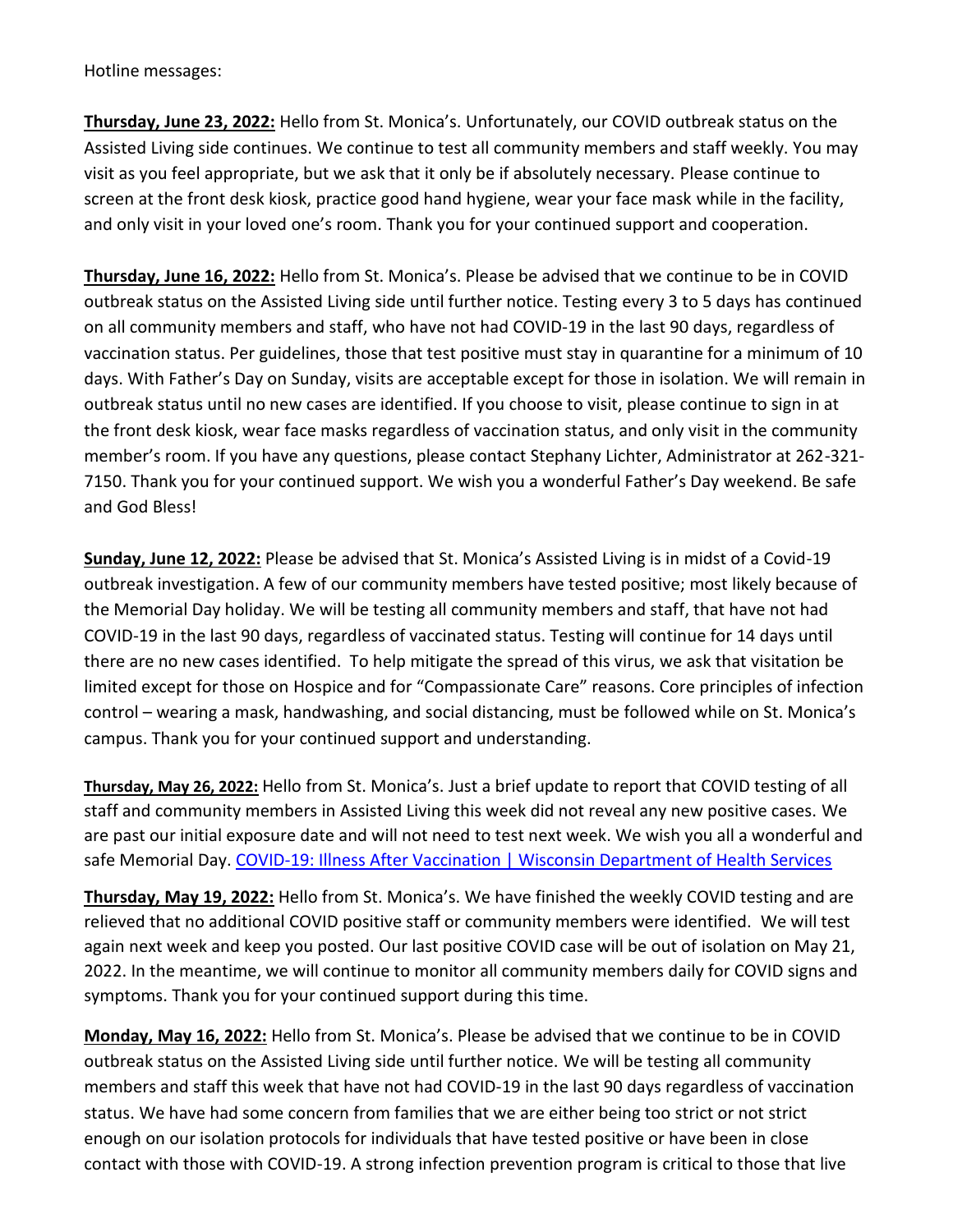Hotline messages:

**Thursday, June 23, 2022:** Hello from St. Monica's. Unfortunately, our COVID outbreak status on the Assisted Living side continues. We continue to test all community members and staff weekly. You may visit as you feel appropriate, but we ask that it only be if absolutely necessary. Please continue to screen at the front desk kiosk, practice good hand hygiene, wear your face mask while in the facility, and only visit in your loved one's room. Thank you for your continued support and cooperation.

**Thursday, June 16, 2022:** Hello from St. Monica's. Please be advised that we continue to be in COVID outbreak status on the Assisted Living side until further notice. Testing every 3 to 5 days has continued on all community members and staff, who have not had COVID-19 in the last 90 days, regardless of vaccination status. Per guidelines, those that test positive must stay in quarantine for a minimum of 10 days. With Father's Day on Sunday, visits are acceptable except for those in isolation. We will remain in outbreak status until no new cases are identified. If you choose to visit, please continue to sign in at the front desk kiosk, wear face masks regardless of vaccination status, and only visit in the community member's room. If you have any questions, please contact Stephany Lichter, Administrator at 262-321-7150. Thank you for your continued support. We wish you a wonderful Father's Day weekend. Be safe and God Bless!

**Sunday, June 12, 2022:** Please be advised that St. Monica's Assisted Living is in midst of a Covid-19 outbreak investigation. A few of our community members have tested positive; most likely because of the Memorial Day holiday. We will be testing all community members and staff, that have not had COVID-19 in the last 90 days, regardless of vaccinated status. Testing will continue for 14 days until there are no new cases identified. To help mitigate the spread of this virus, we ask that visitation be limited except for those on Hospice and for "Compassionate Care" reasons. Core principles of infection control – wearing a mask, handwashing, and social distancing, must be followed while on St. Monica's campus. Thank you for your continued support and understanding.

**Thursday, May 26, 2022:** Hello from St. Monica's. Just a brief update to report that COVID testing of all staff and community members in Assisted Living this week did not reveal any new positive cases. We are past our initial exposure date and will not need to test next week. We wish you all a wonderful and safe Memorial Day. [COVID-19: Illness After Vaccination | Wisconsin Department of Health Services]

**Thursday, May 19, 2022:** Hello from St. Monica's. We have finished the weekly COVID testing and are relieved that no additional COVID positive staff or community members were identified. We will test again next week and keep you posted. Our last positive COVID case will be out of isolation on May 21, 2022. In the meantime, we will continue to monitor all community members daily for COVID signs and symptoms. Thank you for your continued support during this time.

**Monday, May 16, 2022:** Hello from St. Monica's. Please be advised that we continue to be in COVID outbreak status on the Assisted Living side until further notice. We will be testing all community members and staff this week that have not had COVID-19 in the last 90 days regardless of vaccination status. We have had some concern from families that we are either being too strict or not strict enough on our isolation protocols for individuals that have tested positive or have been in close contact with those with COVID-19. A strong infection prevention program is critical to those that live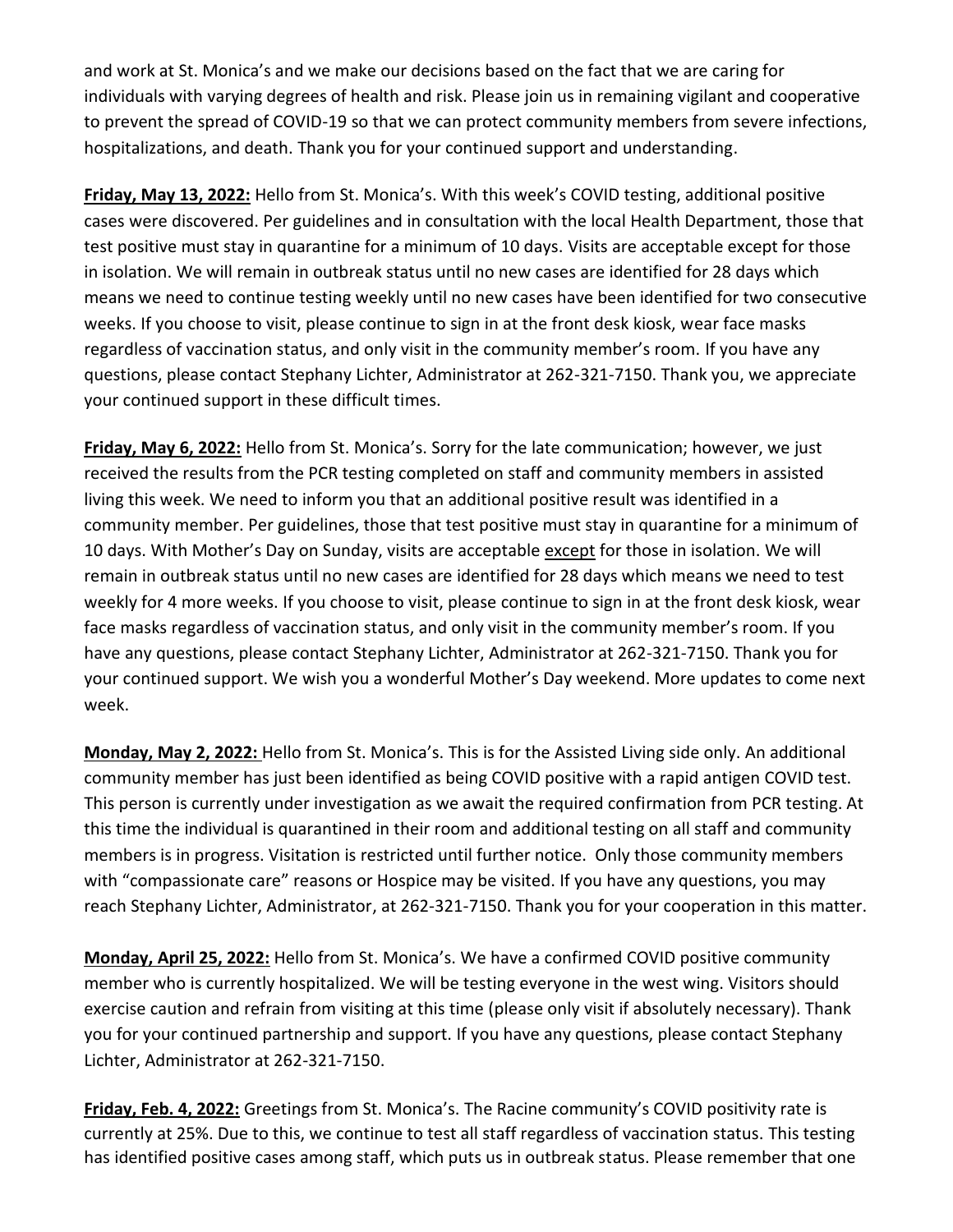and work at St. Monica's and we make our decisions based on the fact that we are caring for individuals with varying degrees of health and risk. Please join us in remaining vigilant and cooperative to prevent the spread of COVID-19 so that we can protect community members from severe infections, hospitalizations, and death. Thank you for your continued support and understanding.

**Friday, May 13, 2022:** Hello from St. Monica's. With this week's COVID testing, additional positive cases were discovered. Per guidelines and in consultation with the local Health Department, those that test positive must stay in quarantine for a minimum of 10 days. Visits are acceptable except for those in isolation. We will remain in outbreak status until no new cases are identified for 28 days which means we need to continue testing weekly until no new cases have been identified for two consecutive weeks. If you choose to visit, please continue to sign in at the front desk kiosk, wear face masks regardless of vaccination status, and only visit in the community member's room. If you have any questions, please contact Stephany Lichter, Administrator at 262-321-7150. Thank you, we appreciate your continued support in these difficult times.

**Friday, May 6, 2022:** Hello from St. Monica's. Sorry for the late communication; however, we just received the results from the PCR testing completed on staff and community members in assisted living this week. We need to inform you that an additional positive result was identified in a community member. Per guidelines, those that test positive must stay in quarantine for a minimum of 10 days. With Mother's Day on Sunday, visits are acceptable except for those in isolation. We will remain in outbreak status until no new cases are identified for 28 days which means we need to test weekly for 4 more weeks. If you choose to visit, please continue to sign in at the front desk kiosk, wear face masks regardless of vaccination status, and only visit in the community member's room. If you have any questions, please contact Stephany Lichter, Administrator at 262-321-7150. Thank you for your continued support. We wish you a wonderful Mother's Day weekend. More updates to come next week.

**Monday, May 2, 2022:** Hello from St. Monica's. This is for the Assisted Living side only. An additional community member has just been identified as being COVID positive with a rapid antigen COVID test. This person is currently under investigation as we await the required confirmation from PCR testing. At this time the individual is quarantined in their room and additional testing on all staff and community members is in progress. Visitation is restricted until further notice. Only those community members with "compassionate care" reasons or Hospice may be visited. If you have any questions, you may reach Stephany Lichter, Administrator, at 262-321-7150. Thank you for your cooperation in this matter.

**Monday, April 25, 2022:** Hello from St. Monica's. We have a confirmed COVID positive community member who is currently hospitalized. We will be testing everyone in the west wing. Visitors should exercise caution and refrain from visiting at this time (please only visit if absolutely necessary). Thank you for your continued partnership and support. If you have any questions, please contact Stephany Lichter, Administrator at 262-321-7150.

**Friday, Feb. 4, 2022:** Greetings from St. Monica's. The Racine community's COVID positivity rate is currently at 25%. Due to this, we continue to test all staff regardless of vaccination status. This testing has identified positive cases among staff, which puts us in outbreak status. Please remember that one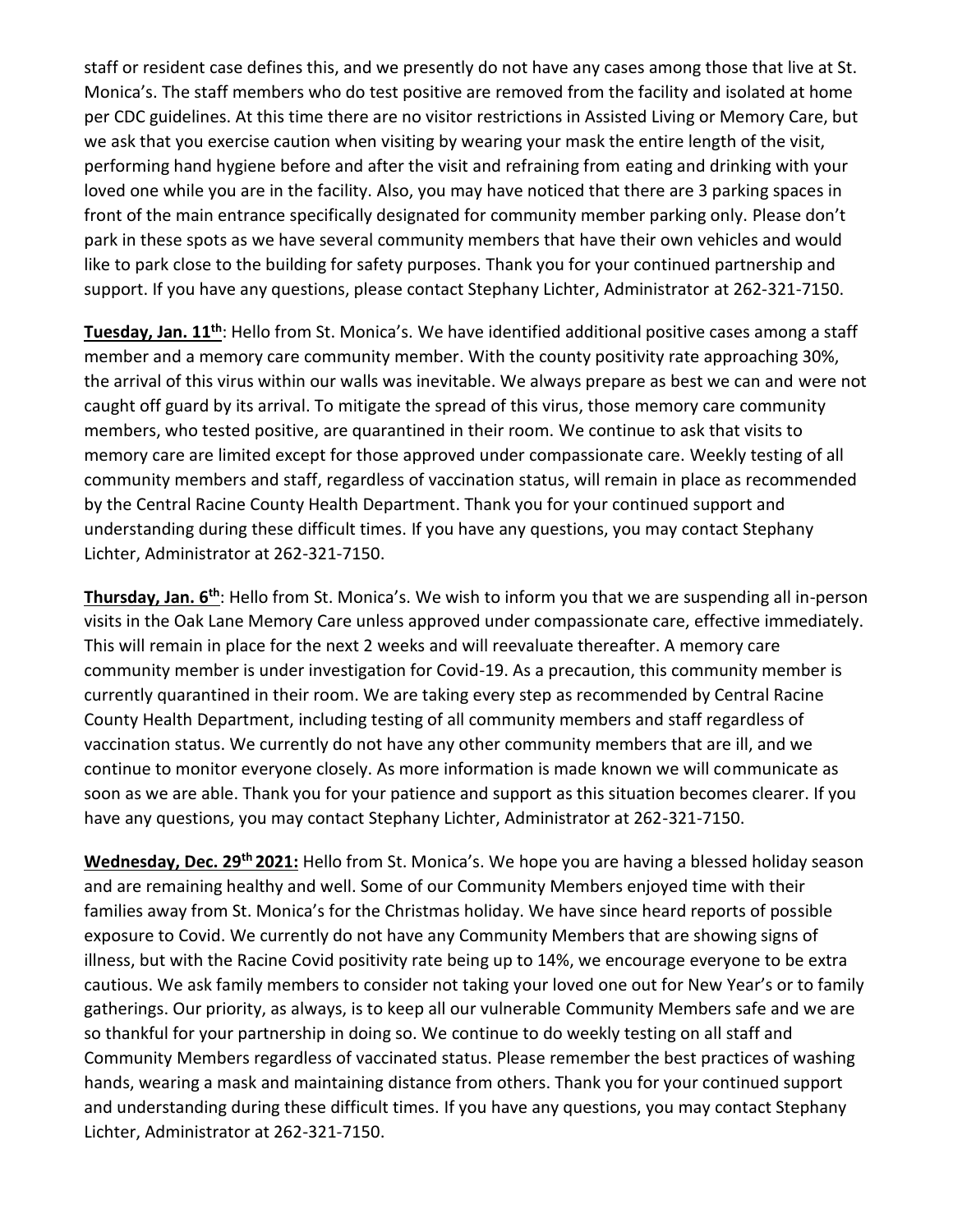staff or resident case defines this, and we presently do not have any cases among those that live at St. Monica's. The staff members who do test positive are removed from the facility and isolated at home per CDC guidelines. At this time there are no visitor restrictions in Assisted Living or Memory Care, but we ask that you exercise caution when visiting by wearing your mask the entire length of the visit, performing hand hygiene before and after the visit and refraining from eating and drinking with your loved one while you are in the facility. Also, you may have noticed that there are 3 parking spaces in front of the main entrance specifically designated for community member parking only. Please don't park in these spots as we have several community members that have their own vehicles and would like to park close to the building for safety purposes. Thank you for your continued partnership and support. If you have any questions, please contact Stephany Lichter, Administrator at 262-321-7150.

**Tuesday, Jan. 11th**: Hello from St. Monica's. We have identified additional positive cases among a staff member and a memory care community member. With the county positivity rate approaching 30%, the arrival of this virus within our walls was inevitable. We always prepare as best we can and were not caught off guard by its arrival. To mitigate the spread of this virus, those memory care community members, who tested positive, are quarantined in their room. We continue to ask that visits to memory care are limited except for those approved under compassionate care. Weekly testing of all community members and staff, regardless of vaccination status, will remain in place as recommended by the Central Racine County Health Department. Thank you for your continued support and understanding during these difficult times. If you have any questions, you may contact Stephany Lichter, Administrator at 262-321-7150.

**Thursday, Jan. 6th**: Hello from St. Monica's. We wish to inform you that we are suspending all in-person visits in the Oak Lane Memory Care unless approved under compassionate care, effective immediately. This will remain in place for the next 2 weeks and will reevaluate thereafter. A memory care community member is under investigation for Covid-19. As a precaution, this community member is currently quarantined in their room. We are taking every step as recommended by Central Racine County Health Department, including testing of all community members and staff regardless of vaccination status. We currently do not have any other community members that are ill, and we continue to monitor everyone closely. As more information is made known we will communicate as soon as we are able. Thank you for your patience and support as this situation becomes clearer. If you have any questions, you may contact Stephany Lichter, Administrator at 262-321-7150.

**Wednesday, Dec. 29th 2021:** Hello from St. Monica's. We hope you are having a blessed holiday season and are remaining healthy and well. Some of our Community Members enjoyed time with their families away from St. Monica's for the Christmas holiday. We have since heard reports of possible exposure to Covid. We currently do not have any Community Members that are showing signs of illness, but with the Racine Covid positivity rate being up to 14%, we encourage everyone to be extra cautious. We ask family members to consider not taking your loved one out for New Year's or to family gatherings. Our priority, as always, is to keep all our vulnerable Community Members safe and we are so thankful for your partnership in doing so. We continue to do weekly testing on all staff and Community Members regardless of vaccinated status. Please remember the best practices of washing hands, wearing a mask and maintaining distance from others. Thank you for your continued support and understanding during these difficult times. If you have any questions, you may contact Stephany Lichter, Administrator at 262-321-7150.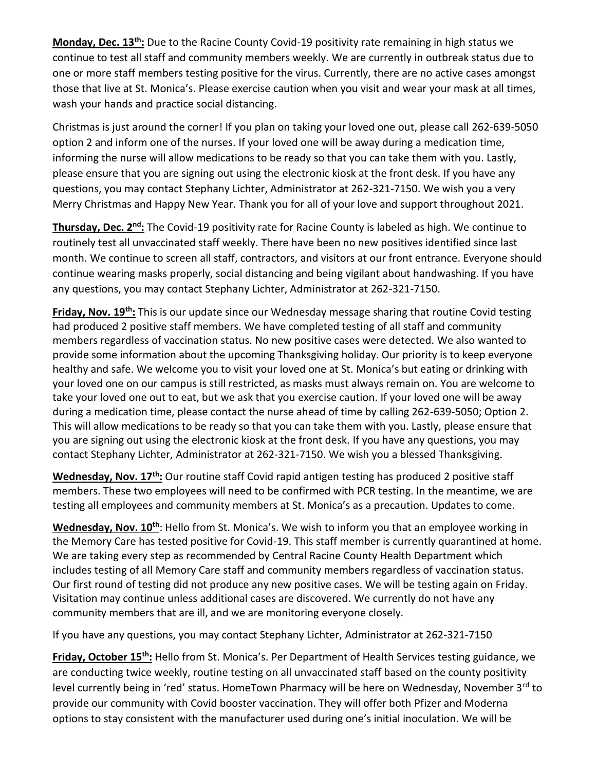**Monday, Dec. 13th:** Due to the Racine County Covid-19 positivity rate remaining in high status we continue to test all staff and community members weekly. We are currently in outbreak status due to one or more staff members testing positive for the virus. Currently, there are no active cases amongst those that live at St. Monica's. Please exercise caution when you visit and wear your mask at all times, wash your hands and practice social distancing.

Christmas is just around the corner! If you plan on taking your loved one out, please call 262-639-5050 option 2 and inform one of the nurses. If your loved one will be away during a medication time, informing the nurse will allow medications to be ready so that you can take them with you. Lastly, please ensure that you are signing out using the electronic kiosk at the front desk. If you have any questions, you may contact Stephany Lichter, Administrator at 262-321-7150. We wish you a very Merry Christmas and Happy New Year. Thank you for all of your love and support throughout 2021.

**Thursday, Dec. 2nd:** The Covid-19 positivity rate for Racine County is labeled as high. We continue to routinely test all unvaccinated staff weekly. There have been no new positives identified since last month. We continue to screen all staff, contractors, and visitors at our front entrance. Everyone should continue wearing masks properly, social distancing and being vigilant about handwashing. If you have any questions, you may contact Stephany Lichter, Administrator at 262-321-7150.

**Friday, Nov. 19th:** This is our update since our Wednesday message sharing that routine Covid testing had produced 2 positive staff members. We have completed testing of all staff and community members regardless of vaccination status. No new positive cases were detected. We also wanted to provide some information about the upcoming Thanksgiving holiday. Our priority is to keep everyone healthy and safe. We welcome you to visit your loved one at St. Monica's but eating or drinking with your loved one on our campus is still restricted, as masks must always remain on. You are welcome to take your loved one out to eat, but we ask that you exercise caution. If your loved one will be away during a medication time, please contact the nurse ahead of time by calling 262-639-5050; Option 2. This will allow medications to be ready so that you can take them with you. Lastly, please ensure that you are signing out using the electronic kiosk at the front desk. If you have any questions, you may contact Stephany Lichter, Administrator at 262-321-7150. We wish you a blessed Thanksgiving.

**Wednesday, Nov. 17th:** Our routine staff Covid rapid antigen testing has produced 2 positive staff members. These two employees will need to be confirmed with PCR testing. In the meantime, we are testing all employees and community members at St. Monica's as a precaution. Updates to come.

**Wednesday, Nov. 10th**: Hello from St. Monica's. We wish to inform you that an employee working in the Memory Care has tested positive for Covid-19. This staff member is currently quarantined at home. We are taking every step as recommended by Central Racine County Health Department which includes testing of all Memory Care staff and community members regardless of vaccination status. Our first round of testing did not produce any new positive cases. We will be testing again on Friday. Visitation may continue unless additional cases are discovered. We currently do not have any community members that are ill, and we are monitoring everyone closely.

If you have any questions, you may contact Stephany Lichter, Administrator at 262-321-7150

**Friday, October 15th:** Hello from St. Monica's. Per Department of Health Services testing guidance, we are conducting twice weekly, routine testing on all unvaccinated staff based on the county positivity level currently being in 'red' status. HomeTown Pharmacy will be here on Wednesday, November 3rd to provide our community with Covid booster vaccination. They will offer both Pfizer and Moderna options to stay consistent with the manufacturer used during one's initial inoculation. We will be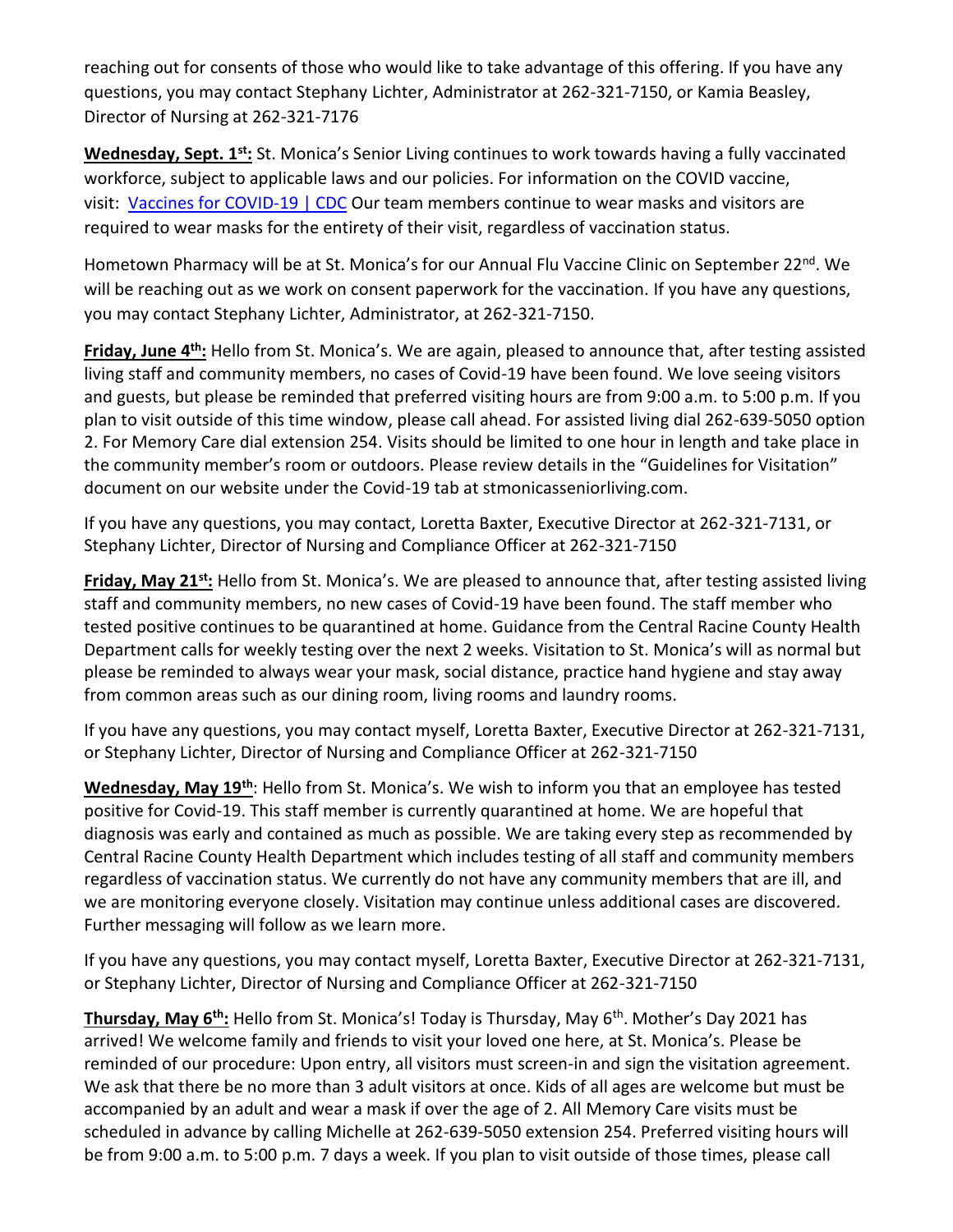reaching out for consents of those who would like to take advantage of this offering. If you have any questions, you may contact Stephany Lichter, Administrator at 262-321-7150, or Kamia Beasley, Director of Nursing at 262-321-7176

**Wednesday, Sept. 1st:** St. Monica's Senior Living continues to work towards having a fully vaccinated workforce, subject to applicable laws and our policies. For information on the COVID vaccine, visit: Vaccines for COVID-19 | CDC Our team members continue to wear masks and visitors are required to wear masks for the entirety of their visit, regardless of vaccination status.

Hometown Pharmacy will be at St. Monica's for our Annual Flu Vaccine Clinic on September 22nd. We will be reaching out as we work on consent paperwork for the vaccination. If you have any questions, you may contact Stephany Lichter, Administrator, at 262-321-7150.

**Friday, June 4th:** Hello from St. Monica's. We are again, pleased to announce that, after testing assisted living staff and community members, no cases of Covid-19 have been found. We love seeing visitors and guests, but please be reminded that preferred visiting hours are from 9:00 a.m. to 5:00 p.m. If you plan to visit outside of this time window, please call ahead. For assisted living dial 262-639-5050 option 2. For Memory Care dial extension 254. Visits should be limited to one hour in length and take place in the community member's room or outdoors. Please review details in the "Guidelines for Visitation" document on our website under the Covid-19 tab at stmonicasseniorliving.com.

If you have any questions, you may contact, Loretta Baxter, Executive Director at 262-321-7131, or Stephany Lichter, Director of Nursing and Compliance Officer at 262-321-7150

**Friday, May 21st:** Hello from St. Monica's. We are pleased to announce that, after testing assisted living staff and community members, no new cases of Covid-19 have been found. The staff member who tested positive continues to be quarantined at home. Guidance from the Central Racine County Health Department calls for weekly testing over the next 2 weeks. Visitation to St. Monica's will as normal but please be reminded to always wear your mask, social distance, practice hand hygiene and stay away from common areas such as our dining room, living rooms and laundry rooms.

If you have any questions, you may contact myself, Loretta Baxter, Executive Director at 262-321-7131, or Stephany Lichter, Director of Nursing and Compliance Officer at 262-321-7150

**Wednesday, May 19th**: Hello from St. Monica's. We wish to inform you that an employee has tested positive for Covid-19. This staff member is currently quarantined at home. We are hopeful that diagnosis was early and contained as much as possible. We are taking every step as recommended by Central Racine County Health Department which includes testing of all staff and community members regardless of vaccination status. We currently do not have any community members that are ill, and we are monitoring everyone closely. Visitation may continue unless additional cases are discovered. Further messaging will follow as we learn more.

If you have any questions, you may contact myself, Loretta Baxter, Executive Director at 262-321-7131, or Stephany Lichter, Director of Nursing and Compliance Officer at 262-321-7150

**Thursday, May 6th:** Hello from St. Monica's! Today is Thursday, May 6th. Mother's Day 2021 has arrived! We welcome family and friends to visit your loved one here, at St. Monica's. Please be reminded of our procedure: Upon entry, all visitors must screen-in and sign the visitation agreement. We ask that there be no more than 3 adult visitors at once. Kids of all ages are welcome but must be accompanied by an adult and wear a mask if over the age of 2. All Memory Care visits must be scheduled in advance by calling Michelle at 262-639-5050 extension 254. Preferred visiting hours will be from 9:00 a.m. to 5:00 p.m. 7 days a week. If you plan to visit outside of those times, please call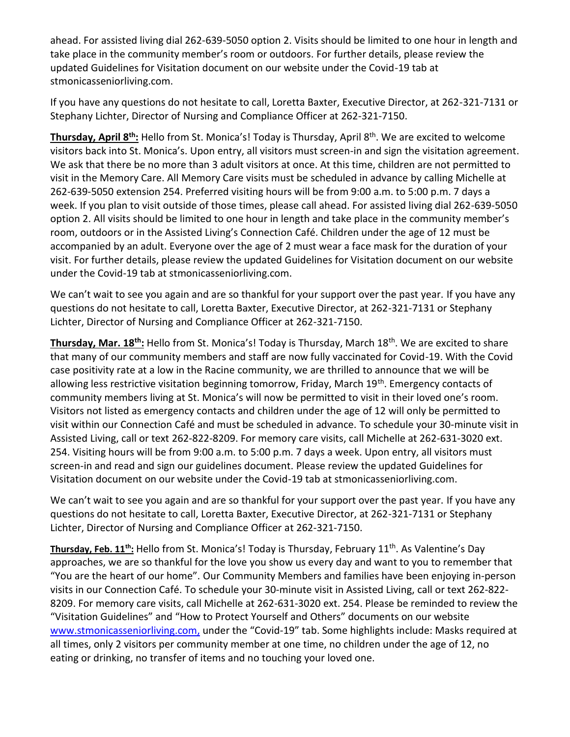ahead. For assisted living dial 262-639-5050 option 2. Visits should be limited to one hour in length and take place in the community member's room or outdoors. For further details, please review the updated Guidelines for Visitation document on our website under the Covid-19 tab at stmonicasseniorliving.com.

If you have any questions do not hesitate to call, Loretta Baxter, Executive Director, at 262-321-7131 or Stephany Lichter, Director of Nursing and Compliance Officer at 262-321-7150.

**Thursday, April 8th:** Hello from St. Monica's! Today is Thursday, April 8th. We are excited to welcome visitors back into St. Monica's. Upon entry, all visitors must screen-in and sign the visitation agreement. We ask that there be no more than 3 adult visitors at once. At this time, children are not permitted to visit in the Memory Care. All Memory Care visits must be scheduled in advance by calling Michelle at 262-639-5050 extension 254. Preferred visiting hours will be from 9:00 a.m. to 5:00 p.m. 7 days a week. If you plan to visit outside of those times, please call ahead. For assisted living dial 262-639-5050 option 2. All visits should be limited to one hour in length and take place in the community member's room, outdoors or in the Assisted Living's Connection Café. Children under the age of 12 must be accompanied by an adult. Everyone over the age of 2 must wear a face mask for the duration of your visit. For further details, please review the updated Guidelines for Visitation document on our website under the Covid-19 tab at stmonicasseniorliving.com.

We can't wait to see you again and are so thankful for your support over the past year. If you have any questions do not hesitate to call, Loretta Baxter, Executive Director, at 262-321-7131 or Stephany Lichter, Director of Nursing and Compliance Officer at 262-321-7150.

**Thursday, Mar. 18th:** Hello from St. Monica's! Today is Thursday, March 18th. We are excited to share that many of our community members and staff are now fully vaccinated for Covid-19. With the Covid case positivity rate at a low in the Racine community, we are thrilled to announce that we will be allowing less restrictive visitation beginning tomorrow, Friday, March 19th. Emergency contacts of community members living at St. Monica's will now be permitted to visit in their loved one's room. Visitors not listed as emergency contacts and children under the age of 12 will only be permitted to visit within our Connection Café and must be scheduled in advance. To schedule your 30-minute visit in Assisted Living, call or text 262-822-8209. For memory care visits, call Michelle at 262-631-3020 ext. 254. Visiting hours will be from 9:00 a.m. to 5:00 p.m. 7 days a week. Upon entry, all visitors must screen-in and read and sign our guidelines document. Please review the updated Guidelines for Visitation document on our website under the Covid-19 tab at stmonicasseniorliving.com.

We can't wait to see you again and are so thankful for your support over the past year. If you have any questions do not hesitate to call, Loretta Baxter, Executive Director, at 262-321-7131 or Stephany Lichter, Director of Nursing and Compliance Officer at 262-321-7150.

**Thursday, Feb. 11th:** Hello from St. Monica's! Today is Thursday, February 11th. As Valentine's Day approaches, we are so thankful for the love you show us every day and want to you to remember that "You are the heart of our home". Our Community Members and families have been enjoying in-person visits in our Connection Café. To schedule your 30-minute visit in Assisted Living, call or text 262-822-8209. For memory care visits, call Michelle at 262-631-3020 ext. 254. Please be reminded to review the "Visitation Guidelines" and "How to Protect Yourself and Others" documents on our website www.stmonicasseniorliving.com, under the "Covid-19" tab. Some highlights include: Masks required at all times, only 2 visitors per community member at one time, no children under the age of 12, no eating or drinking, no transfer of items and no touching your loved one.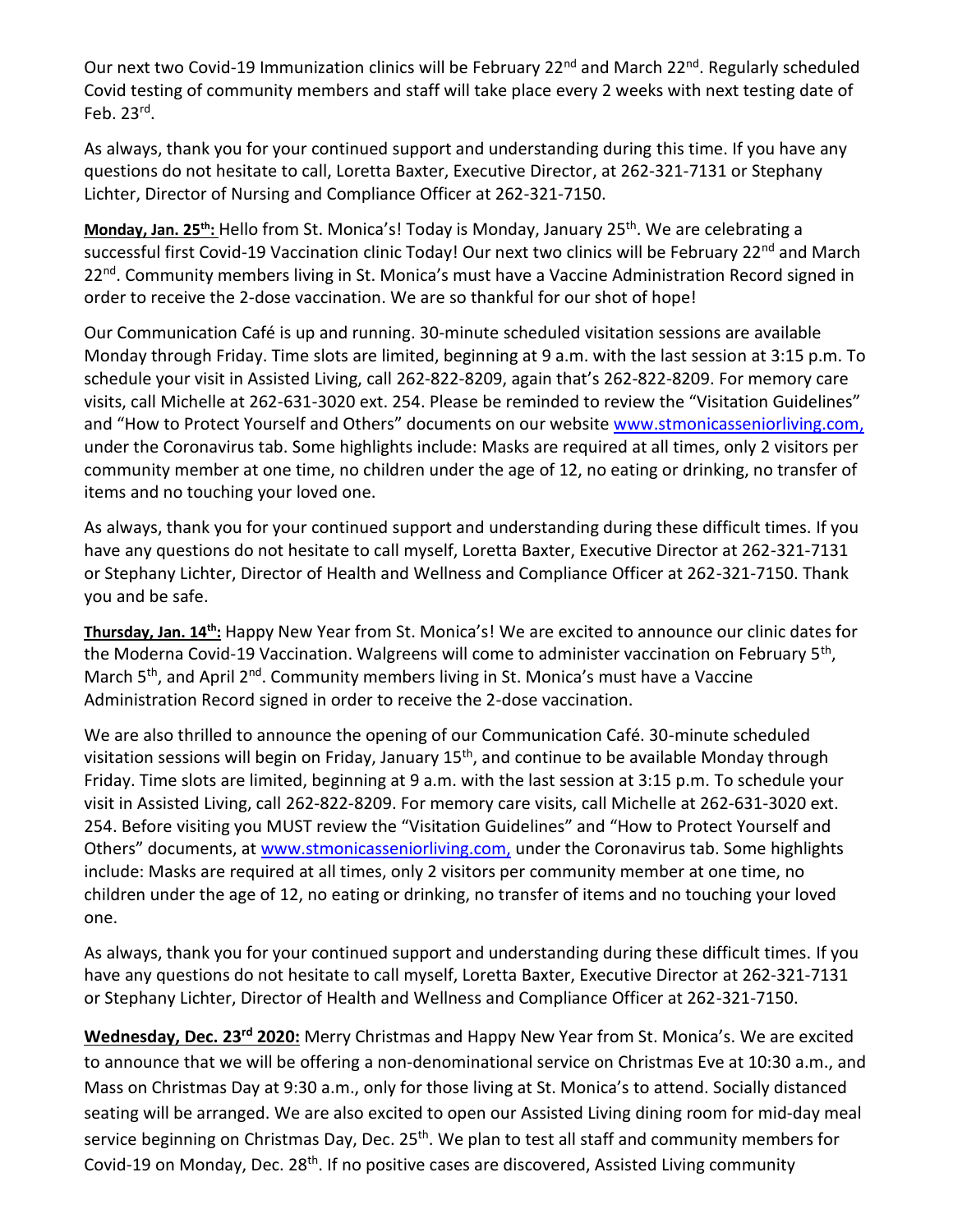Our next two Covid-19 Immunization clinics will be February 22nd and March 22nd. Regularly scheduled Covid testing of community members and staff will take place every 2 weeks with next testing date of Feb. 23rd.

As always, thank you for your continued support and understanding during this time. If you have any questions do not hesitate to call, Loretta Baxter, Executive Director, at 262-321-7131 or Stephany Lichter, Director of Nursing and Compliance Officer at 262-321-7150.

**Monday, Jan. 25th:** Hello from St. Monica's! Today is Monday, January 25th. We are celebrating a successful first Covid-19 Vaccination clinic Today! Our next two clinics will be February 22nd and March 22nd. Community members living in St. Monica's must have a Vaccine Administration Record signed in order to receive the 2-dose vaccination. We are so thankful for our shot of hope!

Our Communication Café is up and running. 30-minute scheduled visitation sessions are available Monday through Friday. Time slots are limited, beginning at 9 a.m. with the last session at 3:15 p.m. To schedule your visit in Assisted Living, call 262-822-8209, again that's 262-822-8209. For memory care visits, call Michelle at 262-631-3020 ext. 254. Please be reminded to review the "Visitation Guidelines" and "How to Protect Yourself and Others" documents on our website www.stmonicasseniorliving.com, under the Coronavirus tab. Some highlights include: Masks are required at all times, only 2 visitors per community member at one time, no children under the age of 12, no eating or drinking, no transfer of items and no touching your loved one.

As always, thank you for your continued support and understanding during these difficult times. If you have any questions do not hesitate to call myself, Loretta Baxter, Executive Director at 262-321-7131 or Stephany Lichter, Director of Health and Wellness and Compliance Officer at 262-321-7150. Thank you and be safe.

**Thursday, Jan. 14th:** Happy New Year from St. Monica's! We are excited to announce our clinic dates for the Moderna Covid-19 Vaccination. Walgreens will come to administer vaccination on February 5th, March 5th, and April 2nd. Community members living in St. Monica's must have a Vaccine Administration Record signed in order to receive the 2-dose vaccination.

We are also thrilled to announce the opening of our Communication Café. 30-minute scheduled visitation sessions will begin on Friday, January 15th, and continue to be available Monday through Friday. Time slots are limited, beginning at 9 a.m. with the last session at 3:15 p.m. To schedule your visit in Assisted Living, call 262-822-8209. For memory care visits, call Michelle at 262-631-3020 ext. 254. Before visiting you MUST review the "Visitation Guidelines" and "How to Protect Yourself and Others" documents, at www.stmonicasseniorliving.com, under the Coronavirus tab. Some highlights include: Masks are required at all times, only 2 visitors per community member at one time, no children under the age of 12, no eating or drinking, no transfer of items and no touching your loved one.

As always, thank you for your continued support and understanding during these difficult times. If you have any questions do not hesitate to call myself, Loretta Baxter, Executive Director at 262-321-7131 or Stephany Lichter, Director of Health and Wellness and Compliance Officer at 262-321-7150.

**Wednesday, Dec. 23rd 2020:** Merry Christmas and Happy New Year from St. Monica's. We are excited to announce that we will be offering a non-denominational service on Christmas Eve at 10:30 a.m., and Mass on Christmas Day at 9:30 a.m., only for those living at St. Monica's to attend. Socially distanced seating will be arranged. We are also excited to open our Assisted Living dining room for mid-day meal service beginning on Christmas Day, Dec. 25th. We plan to test all staff and community members for Covid-19 on Monday, Dec. 28th. If no positive cases are discovered, Assisted Living community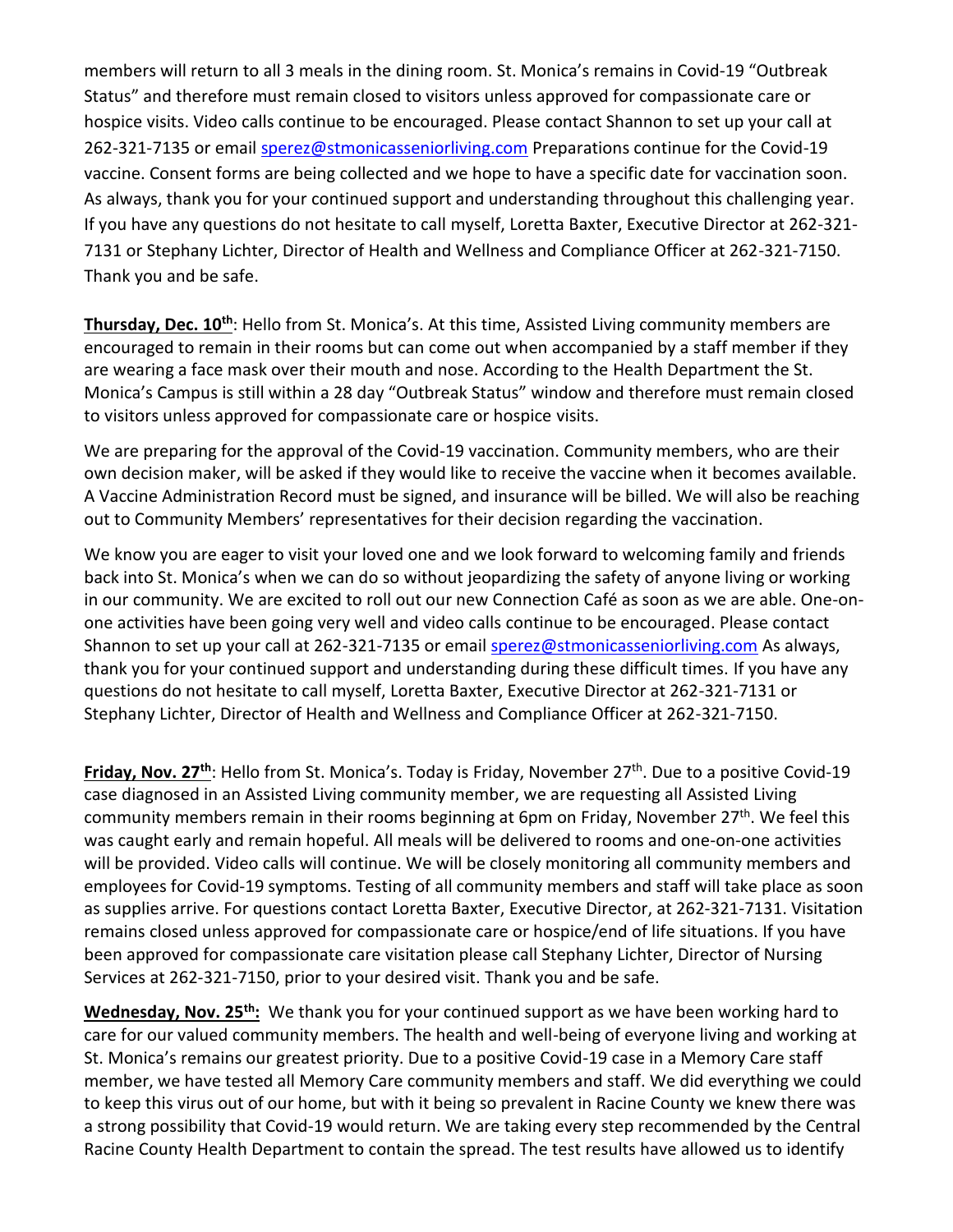members will return to all 3 meals in the dining room. St. Monica's remains in Covid-19 "Outbreak Status" and therefore must remain closed to visitors unless approved for compassionate care or hospice visits. Video calls continue to be encouraged. Please contact Shannon to set up your call at 262-321-7135 or email sperez@stmonicasseniorliving.com Preparations continue for the Covid-19 vaccine. Consent forms are being collected and we hope to have a specific date for vaccination soon. As always, thank you for your continued support and understanding throughout this challenging year. If you have any questions do not hesitate to call myself, Loretta Baxter, Executive Director at 262-321-7131 or Stephany Lichter, Director of Health and Wellness and Compliance Officer at 262-321-7150. Thank you and be safe.

**Thursday, Dec. 10th**: Hello from St. Monica's. At this time, Assisted Living community members are encouraged to remain in their rooms but can come out when accompanied by a staff member if they are wearing a face mask over their mouth and nose. According to the Health Department the St. Monica's Campus is still within a 28 day "Outbreak Status" window and therefore must remain closed to visitors unless approved for compassionate care or hospice visits.

We are preparing for the approval of the Covid-19 vaccination. Community members, who are their own decision maker, will be asked if they would like to receive the vaccine when it becomes available. A Vaccine Administration Record must be signed, and insurance will be billed. We will also be reaching out to Community Members' representatives for their decision regarding the vaccination.

We know you are eager to visit your loved one and we look forward to welcoming family and friends back into St. Monica's when we can do so without jeopardizing the safety of anyone living or working in our community. We are excited to roll out our new Connection Café as soon as we are able. One-on-one activities have been going very well and video calls continue to be encouraged. Please contact Shannon to set up your call at 262-321-7135 or email sperez@stmonicasseniorliving.com As always, thank you for your continued support and understanding during these difficult times. If you have any questions do not hesitate to call myself, Loretta Baxter, Executive Director at 262-321-7131 or Stephany Lichter, Director of Health and Wellness and Compliance Officer at 262-321-7150.

**Friday, Nov. 27th**: Hello from St. Monica's. Today is Friday, November 27th. Due to a positive Covid-19 case diagnosed in an Assisted Living community member, we are requesting all Assisted Living community members remain in their rooms beginning at 6pm on Friday, November 27th. We feel this was caught early and remain hopeful. All meals will be delivered to rooms and one-on-one activities will be provided. Video calls will continue. We will be closely monitoring all community members and employees for Covid-19 symptoms. Testing of all community members and staff will take place as soon as supplies arrive. For questions contact Loretta Baxter, Executive Director, at 262-321-7131. Visitation remains closed unless approved for compassionate care or hospice/end of life situations. If you have been approved for compassionate care visitation please call Stephany Lichter, Director of Nursing Services at 262-321-7150, prior to your desired visit. Thank you and be safe.

**Wednesday, Nov. 25th:** We thank you for your continued support as we have been working hard to care for our valued community members. The health and well-being of everyone living and working at St. Monica's remains our greatest priority. Due to a positive Covid-19 case in a Memory Care staff member, we have tested all Memory Care community members and staff. We did everything we could to keep this virus out of our home, but with it being so prevalent in Racine County we knew there was a strong possibility that Covid-19 would return. We are taking every step recommended by the Central Racine County Health Department to contain the spread. The test results have allowed us to identify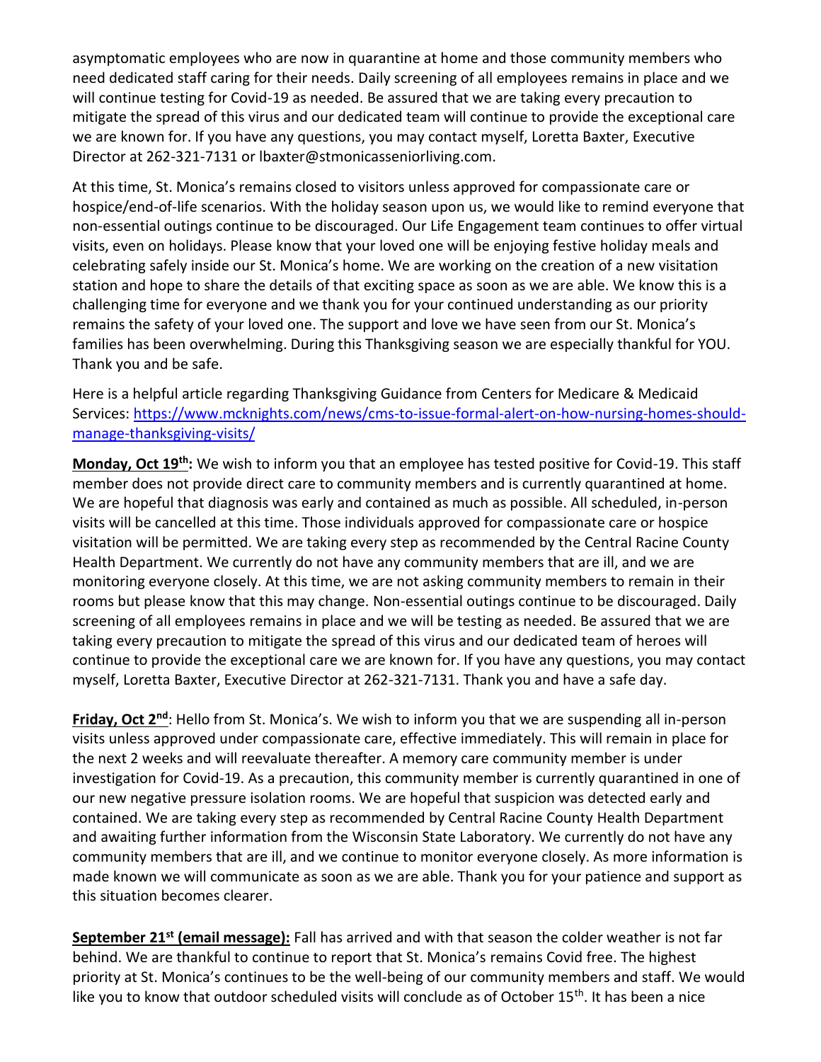asymptomatic employees who are now in quarantine at home and those community members who need dedicated staff caring for their needs. Daily screening of all employees remains in place and we will continue testing for Covid-19 as needed. Be assured that we are taking every precaution to mitigate the spread of this virus and our dedicated team will continue to provide the exceptional care we are known for. If you have any questions, you may contact myself, Loretta Baxter, Executive Director at 262-321-7131 or lbaxter@stmonicasseniorliving.com.

At this time, St. Monica's remains closed to visitors unless approved for compassionate care or hospice/end-of-life scenarios. With the holiday season upon us, we would like to remind everyone that non-essential outings continue to be discouraged. Our Life Engagement team continues to offer virtual visits, even on holidays. Please know that your loved one will be enjoying festive holiday meals and celebrating safely inside our St. Monica's home. We are working on the creation of a new visitation station and hope to share the details of that exciting space as soon as we are able. We know this is a challenging time for everyone and we thank you for your continued understanding as our priority remains the safety of your loved one. The support and love we have seen from our St. Monica's families has been overwhelming. During this Thanksgiving season we are especially thankful for YOU. Thank you and be safe.

Here is a helpful article regarding Thanksgiving Guidance from Centers for Medicare & Medicaid Services: https://www.mcknights.com/news/cms-to-issue-formal-alert-on-how-nursing-homes-should-manage-thanksgiving-visits/

**Monday, Oct 19th:** We wish to inform you that an employee has tested positive for Covid-19. This staff member does not provide direct care to community members and is currently quarantined at home. We are hopeful that diagnosis was early and contained as much as possible. All scheduled, in-person visits will be cancelled at this time. Those individuals approved for compassionate care or hospice visitation will be permitted. We are taking every step as recommended by the Central Racine County Health Department. We currently do not have any community members that are ill, and we are monitoring everyone closely. At this time, we are not asking community members to remain in their rooms but please know that this may change. Non-essential outings continue to be discouraged. Daily screening of all employees remains in place and we will be testing as needed. Be assured that we are taking every precaution to mitigate the spread of this virus and our dedicated team of heroes will continue to provide the exceptional care we are known for. If you have any questions, you may contact myself, Loretta Baxter, Executive Director at 262-321-7131. Thank you and have a safe day.

**Friday, Oct 2nd**: Hello from St. Monica's. We wish to inform you that we are suspending all in-person visits unless approved under compassionate care, effective immediately. This will remain in place for the next 2 weeks and will reevaluate thereafter. A memory care community member is under investigation for Covid-19. As a precaution, this community member is currently quarantined in one of our new negative pressure isolation rooms. We are hopeful that suspicion was detected early and contained. We are taking every step as recommended by Central Racine County Health Department and awaiting further information from the Wisconsin State Laboratory. We currently do not have any community members that are ill, and we continue to monitor everyone closely. As more information is made known we will communicate as soon as we are able. Thank you for your patience and support as this situation becomes clearer.

**September 21st (email message):** Fall has arrived and with that season the colder weather is not far behind. We are thankful to continue to report that St. Monica's remains Covid free. The highest priority at St. Monica's continues to be the well-being of our community members and staff. We would like you to know that outdoor scheduled visits will conclude as of October 15th. It has been a nice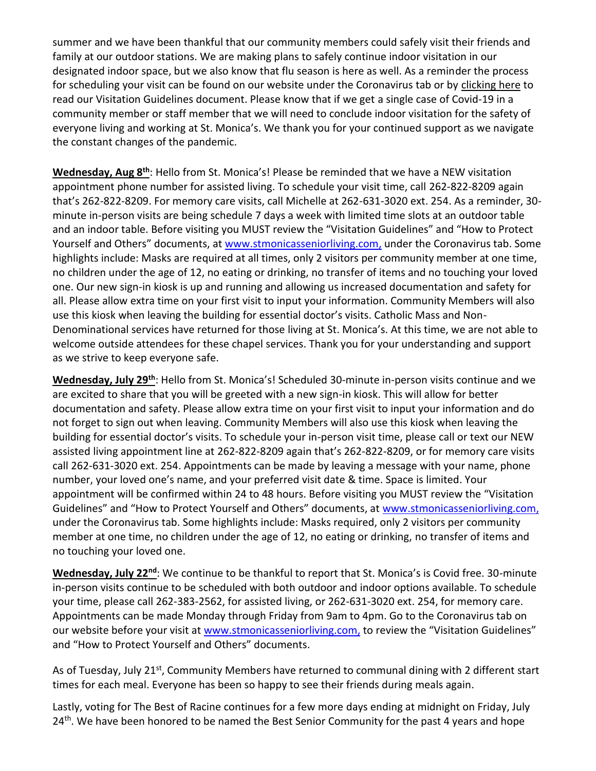summer and we have been thankful that our community members could safely visit their friends and family at our outdoor stations. We are making plans to safely continue indoor visitation in our designated indoor space, but we also know that flu season is here as well. As a reminder the process for scheduling your visit can be found on our website under the Coronavirus tab or by clicking here to read our Visitation Guidelines document. Please know that if we get a single case of Covid-19 in a community member or staff member that we will need to conclude indoor visitation for the safety of everyone living and working at St. Monica's. We thank you for your continued support as we navigate the constant changes of the pandemic.

**Wednesday, Aug 8th**: Hello from St. Monica's! Please be reminded that we have a NEW visitation appointment phone number for assisted living. To schedule your visit time, call 262-822-8209 again that's 262-822-8209. For memory care visits, call Michelle at 262-631-3020 ext. 254. As a reminder, 30-minute in-person visits are being schedule 7 days a week with limited time slots at an outdoor table and an indoor table. Before visiting you MUST review the "Visitation Guidelines" and "How to Protect Yourself and Others" documents, at www.stmonicasseniorliving.com, under the Coronavirus tab. Some highlights include: Masks are required at all times, only 2 visitors per community member at one time, no children under the age of 12, no eating or drinking, no transfer of items and no touching your loved one. Our new sign-in kiosk is up and running and allowing us increased documentation and safety for all. Please allow extra time on your first visit to input your information. Community Members will also use this kiosk when leaving the building for essential doctor's visits. Catholic Mass and Non-Denominational services have returned for those living at St. Monica's. At this time, we are not able to welcome outside attendees for these chapel services. Thank you for your understanding and support as we strive to keep everyone safe.

**Wednesday, July 29th**: Hello from St. Monica's! Scheduled 30-minute in-person visits continue and we are excited to share that you will be greeted with a new sign-in kiosk. This will allow for better documentation and safety. Please allow extra time on your first visit to input your information and do not forget to sign out when leaving. Community Members will also use this kiosk when leaving the building for essential doctor's visits. To schedule your in-person visit time, please call or text our NEW assisted living appointment line at 262-822-8209 again that's 262-822-8209, or for memory care visits call 262-631-3020 ext. 254. Appointments can be made by leaving a message with your name, phone number, your loved one's name, and your preferred visit date & time. Space is limited. Your appointment will be confirmed within 24 to 48 hours. Before visiting you MUST review the "Visitation Guidelines" and "How to Protect Yourself and Others" documents, at www.stmonicasseniorliving.com, under the Coronavirus tab. Some highlights include: Masks required, only 2 visitors per community member at one time, no children under the age of 12, no eating or drinking, no transfer of items and no touching your loved one.

**Wednesday, July 22nd**: We continue to be thankful to report that St. Monica's is Covid free. 30-minute in-person visits continue to be scheduled with both outdoor and indoor options available. To schedule your time, please call 262-383-2562, for assisted living, or 262-631-3020 ext. 254, for memory care. Appointments can be made Monday through Friday from 9am to 4pm. Go to the Coronavirus tab on our website before your visit at www.stmonicasseniorliving.com, to review the "Visitation Guidelines" and "How to Protect Yourself and Others" documents.

As of Tuesday, July 21st, Community Members have returned to communal dining with 2 different start times for each meal. Everyone has been so happy to see their friends during meals again.

Lastly, voting for The Best of Racine continues for a few more days ending at midnight on Friday, July 24th. We have been honored to be named the Best Senior Community for the past 4 years and hope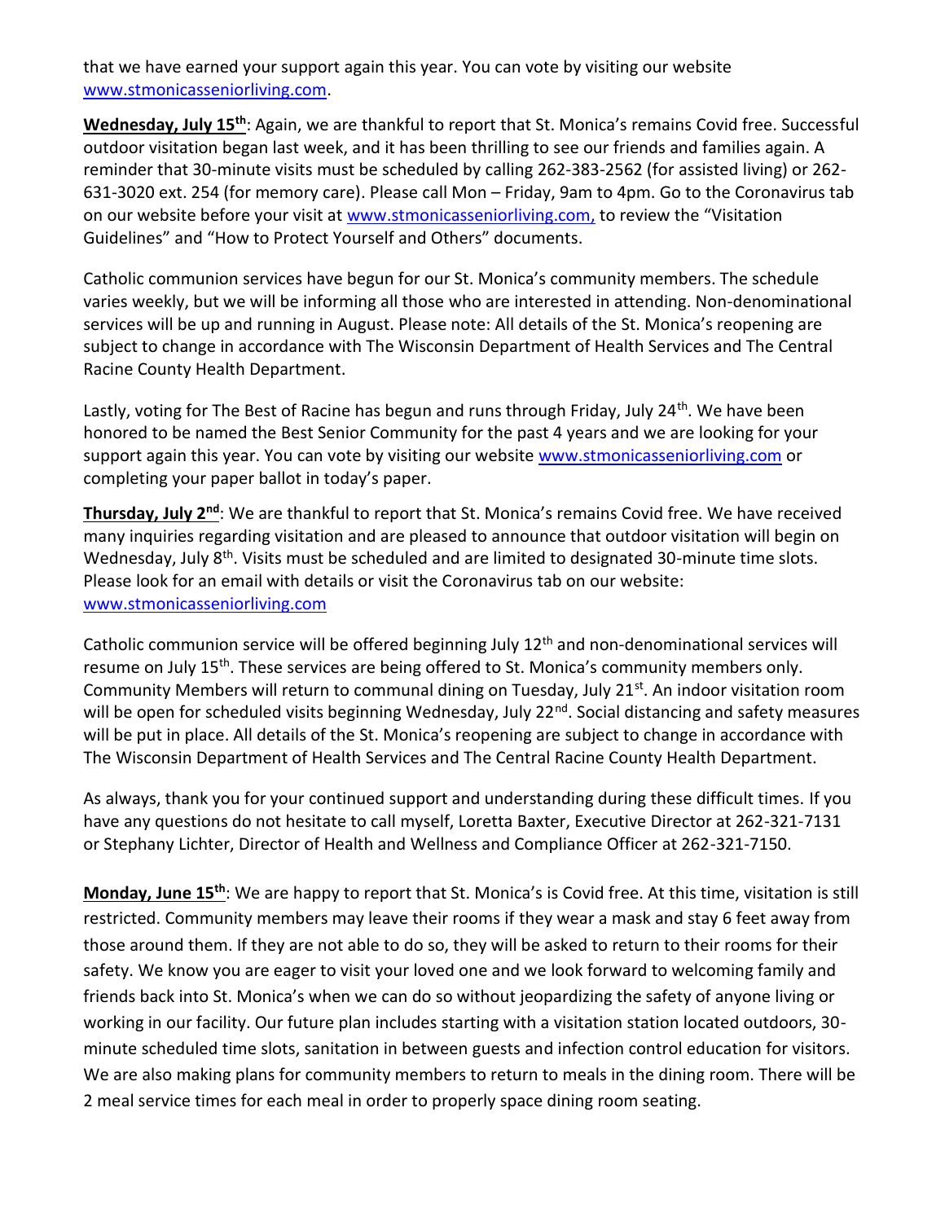that we have earned your support again this year. You can vote by visiting our website www.stmonicasseniorliving.com.

**Wednesday, July 15th**: Again, we are thankful to report that St. Monica's remains Covid free. Successful outdoor visitation began last week, and it has been thrilling to see our friends and families again. A reminder that 30-minute visits must be scheduled by calling 262-383-2562 (for assisted living) or 262-631-3020 ext. 254 (for memory care). Please call Mon – Friday, 9am to 4pm. Go to the Coronavirus tab on our website before your visit at www.stmonicasseniorliving.com, to review the "Visitation Guidelines" and "How to Protect Yourself and Others" documents.

Catholic communion services have begun for our St. Monica's community members. The schedule varies weekly, but we will be informing all those who are interested in attending. Non-denominational services will be up and running in August. Please note: All details of the St. Monica's reopening are subject to change in accordance with The Wisconsin Department of Health Services and The Central Racine County Health Department.

Lastly, voting for The Best of Racine has begun and runs through Friday, July 24th. We have been honored to be named the Best Senior Community for the past 4 years and we are looking for your support again this year. You can vote by visiting our website www.stmonicasseniorliving.com or completing your paper ballot in today's paper.

**Thursday, July 2nd**: We are thankful to report that St. Monica's remains Covid free. We have received many inquiries regarding visitation and are pleased to announce that outdoor visitation will begin on Wednesday, July 8th. Visits must be scheduled and are limited to designated 30-minute time slots. Please look for an email with details or visit the Coronavirus tab on our website: www.stmonicasseniorliving.com

Catholic communion service will be offered beginning July 12th and non-denominational services will resume on July 15th. These services are being offered to St. Monica's community members only. Community Members will return to communal dining on Tuesday, July 21st. An indoor visitation room will be open for scheduled visits beginning Wednesday, July 22nd. Social distancing and safety measures will be put in place. All details of the St. Monica's reopening are subject to change in accordance with The Wisconsin Department of Health Services and The Central Racine County Health Department.

As always, thank you for your continued support and understanding during these difficult times. If you have any questions do not hesitate to call myself, Loretta Baxter, Executive Director at 262-321-7131 or Stephany Lichter, Director of Health and Wellness and Compliance Officer at 262-321-7150.

**Monday, June 15th**: We are happy to report that St. Monica's is Covid free. At this time, visitation is still restricted. Community members may leave their rooms if they wear a mask and stay 6 feet away from those around them. If they are not able to do so, they will be asked to return to their rooms for their safety. We know you are eager to visit your loved one and we look forward to welcoming family and friends back into St. Monica's when we can do so without jeopardizing the safety of anyone living or working in our facility. Our future plan includes starting with a visitation station located outdoors, 30-minute scheduled time slots, sanitation in between guests and infection control education for visitors. We are also making plans for community members to return to meals in the dining room. There will be 2 meal service times for each meal in order to properly space dining room seating.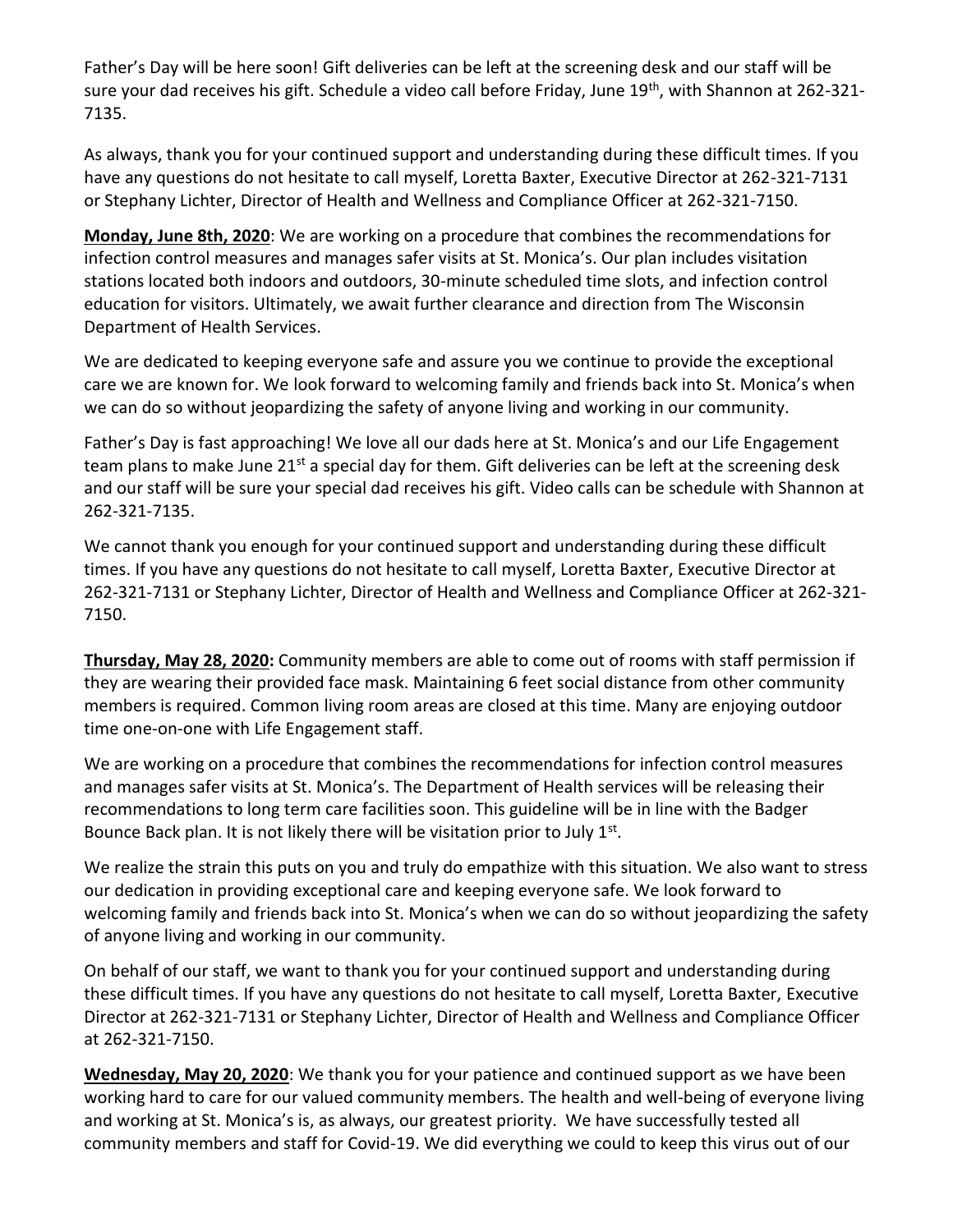Father's Day will be here soon! Gift deliveries can be left at the screening desk and our staff will be sure your dad receives his gift. Schedule a video call before Friday, June 19th, with Shannon at 262-321-7135.

As always, thank you for your continued support and understanding during these difficult times. If you have any questions do not hesitate to call myself, Loretta Baxter, Executive Director at 262-321-7131 or Stephany Lichter, Director of Health and Wellness and Compliance Officer at 262-321-7150.

**Monday, June 8th, 2020**: We are working on a procedure that combines the recommendations for infection control measures and manages safer visits at St. Monica's. Our plan includes visitation stations located both indoors and outdoors, 30-minute scheduled time slots, and infection control education for visitors. Ultimately, we await further clearance and direction from The Wisconsin Department of Health Services.

We are dedicated to keeping everyone safe and assure you we continue to provide the exceptional care we are known for. We look forward to welcoming family and friends back into St. Monica's when we can do so without jeopardizing the safety of anyone living and working in our community.

Father's Day is fast approaching! We love all our dads here at St. Monica's and our Life Engagement team plans to make June 21st a special day for them. Gift deliveries can be left at the screening desk and our staff will be sure your special dad receives his gift. Video calls can be schedule with Shannon at 262-321-7135.

We cannot thank you enough for your continued support and understanding during these difficult times. If you have any questions do not hesitate to call myself, Loretta Baxter, Executive Director at 262-321-7131 or Stephany Lichter, Director of Health and Wellness and Compliance Officer at 262-321-7150.

**Thursday, May 28, 2020:** Community members are able to come out of rooms with staff permission if they are wearing their provided face mask. Maintaining 6 feet social distance from other community members is required. Common living room areas are closed at this time. Many are enjoying outdoor time one-on-one with Life Engagement staff.

We are working on a procedure that combines the recommendations for infection control measures and manages safer visits at St. Monica's. The Department of Health services will be releasing their recommendations to long term care facilities soon. This guideline will be in line with the Badger Bounce Back plan. It is not likely there will be visitation prior to July 1st.

We realize the strain this puts on you and truly do empathize with this situation. We also want to stress our dedication in providing exceptional care and keeping everyone safe. We look forward to welcoming family and friends back into St. Monica's when we can do so without jeopardizing the safety of anyone living and working in our community.

On behalf of our staff, we want to thank you for your continued support and understanding during these difficult times. If you have any questions do not hesitate to call myself, Loretta Baxter, Executive Director at 262-321-7131 or Stephany Lichter, Director of Health and Wellness and Compliance Officer at 262-321-7150.

**Wednesday, May 20, 2020**: We thank you for your patience and continued support as we have been working hard to care for our valued community members. The health and well-being of everyone living and working at St. Monica's is, as always, our greatest priority. We have successfully tested all community members and staff for Covid-19. We did everything we could to keep this virus out of our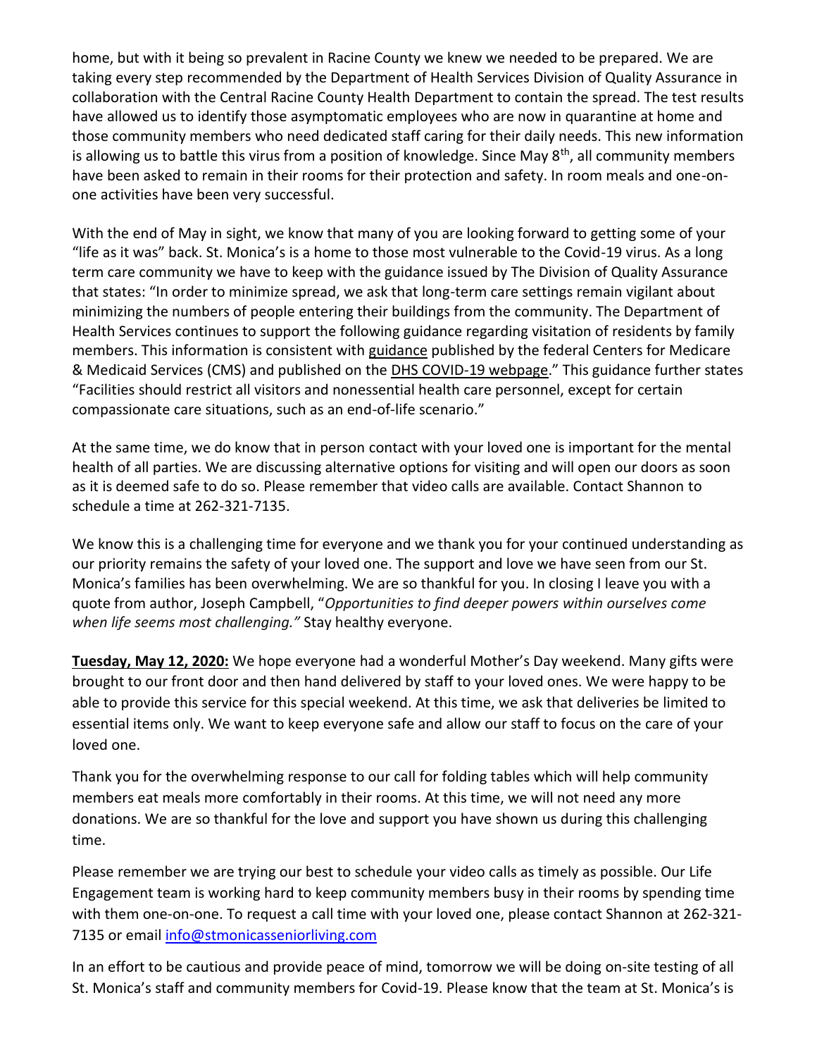home, but with it being so prevalent in Racine County we knew we needed to be prepared. We are taking every step recommended by the Department of Health Services Division of Quality Assurance in collaboration with the Central Racine County Health Department to contain the spread. The test results have allowed us to identify those asymptomatic employees who are now in quarantine at home and those community members who need dedicated staff caring for their daily needs. This new information is allowing us to battle this virus from a position of knowledge. Since May 8th, all community members have been asked to remain in their rooms for their protection and safety. In room meals and one-on-one activities have been very successful.

With the end of May in sight, we know that many of you are looking forward to getting some of your "life as it was" back. St. Monica's is a home to those most vulnerable to the Covid-19 virus. As a long term care community we have to keep with the guidance issued by The Division of Quality Assurance that states: "In order to minimize spread, we ask that long-term care settings remain vigilant about minimizing the numbers of people entering their buildings from the community. The Department of Health Services continues to support the following guidance regarding visitation of residents by family members. This information is consistent with guidance published by the federal Centers for Medicare & Medicaid Services (CMS) and published on the DHS COVID-19 webpage." This guidance further states "Facilities should restrict all visitors and nonessential health care personnel, except for certain compassionate care situations, such as an end-of-life scenario."

At the same time, we do know that in person contact with your loved one is important for the mental health of all parties. We are discussing alternative options for visiting and will open our doors as soon as it is deemed safe to do so. Please remember that video calls are available. Contact Shannon to schedule a time at 262-321-7135.

We know this is a challenging time for everyone and we thank you for your continued understanding as our priority remains the safety of your loved one. The support and love we have seen from our St. Monica's families has been overwhelming. We are so thankful for you. In closing I leave you with a quote from author, Joseph Campbell, "*Opportunities to find deeper powers within ourselves come when life seems most challenging."* Stay healthy everyone.

**Tuesday, May 12, 2020:** We hope everyone had a wonderful Mother's Day weekend. Many gifts were brought to our front door and then hand delivered by staff to your loved ones. We were happy to be able to provide this service for this special weekend. At this time, we ask that deliveries be limited to essential items only. We want to keep everyone safe and allow our staff to focus on the care of your loved one.

Thank you for the overwhelming response to our call for folding tables which will help community members eat meals more comfortably in their rooms. At this time, we will not need any more donations. We are so thankful for the love and support you have shown us during this challenging time.

Please remember we are trying our best to schedule your video calls as timely as possible. Our Life Engagement team is working hard to keep community members busy in their rooms by spending time with them one-on-one. To request a call time with your loved one, please contact Shannon at 262-321-7135 or email info@stmonicasseniorliving.com

In an effort to be cautious and provide peace of mind, tomorrow we will be doing on-site testing of all St. Monica's staff and community members for Covid-19. Please know that the team at St. Monica's is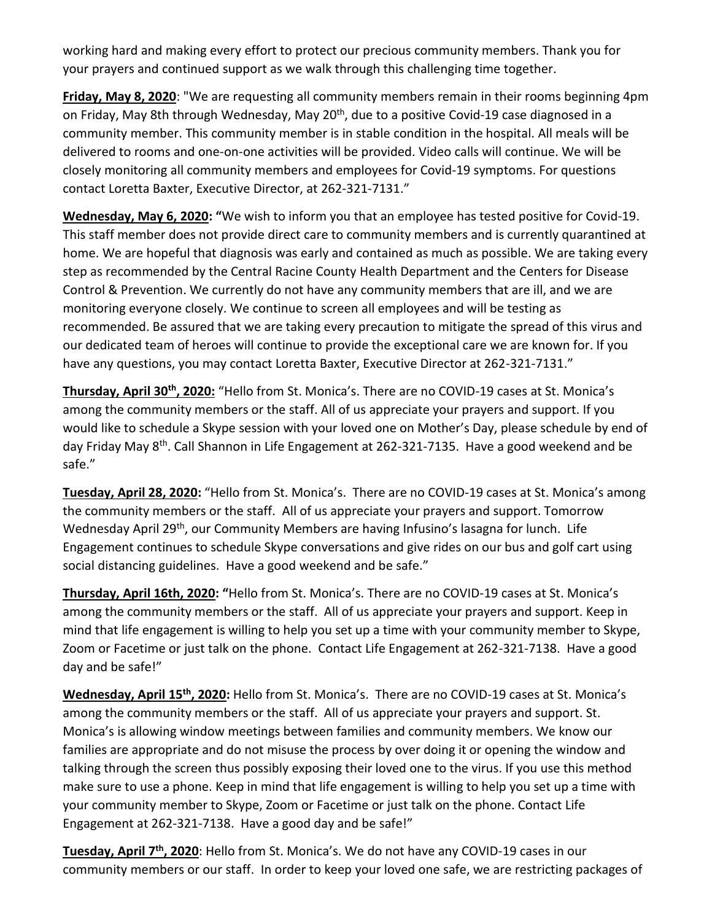working hard and making every effort to protect our precious community members. Thank you for your prayers and continued support as we walk through this challenging time together.

**Friday, May 8, 2020**: "We are requesting all community members remain in their rooms beginning 4pm on Friday, May 8th through Wednesday, May 20th, due to a positive Covid-19 case diagnosed in a community member. This community member is in stable condition in the hospital. All meals will be delivered to rooms and one-on-one activities will be provided. Video calls will continue. We will be closely monitoring all community members and employees for Covid-19 symptoms. For questions contact Loretta Baxter, Executive Director, at 262-321-7131."

**Wednesday, May 6, 2020: "**We wish to inform you that an employee has tested positive for Covid-19. This staff member does not provide direct care to community members and is currently quarantined at home. We are hopeful that diagnosis was early and contained as much as possible. We are taking every step as recommended by the Central Racine County Health Department and the Centers for Disease Control & Prevention. We currently do not have any community members that are ill, and we are monitoring everyone closely. We continue to screen all employees and will be testing as recommended. Be assured that we are taking every precaution to mitigate the spread of this virus and our dedicated team of heroes will continue to provide the exceptional care we are known for. If you have any questions, you may contact Loretta Baxter, Executive Director at 262-321-7131."

**Thursday, April 30th, 2020:** "Hello from St. Monica's. There are no COVID-19 cases at St. Monica's among the community members or the staff. All of us appreciate your prayers and support. If you would like to schedule a Skype session with your loved one on Mother's Day, please schedule by end of day Friday May 8th. Call Shannon in Life Engagement at 262-321-7135. Have a good weekend and be safe."

**Tuesday, April 28, 2020:** "Hello from St. Monica's. There are no COVID-19 cases at St. Monica's among the community members or the staff. All of us appreciate your prayers and support. Tomorrow Wednesday April 29th, our Community Members are having Infusino's lasagna for lunch. Life Engagement continues to schedule Skype conversations and give rides on our bus and golf cart using social distancing guidelines. Have a good weekend and be safe."

**Thursday, April 16th, 2020: "**Hello from St. Monica's. There are no COVID-19 cases at St. Monica's among the community members or the staff. All of us appreciate your prayers and support. Keep in mind that life engagement is willing to help you set up a time with your community member to Skype, Zoom or Facetime or just talk on the phone. Contact Life Engagement at 262-321-7138. Have a good day and be safe!"

**Wednesday, April 15th, 2020:** Hello from St. Monica's. There are no COVID-19 cases at St. Monica's among the community members or the staff. All of us appreciate your prayers and support. St. Monica's is allowing window meetings between families and community members. We know our families are appropriate and do not misuse the process by over doing it or opening the window and talking through the screen thus possibly exposing their loved one to the virus. If you use this method make sure to use a phone. Keep in mind that life engagement is willing to help you set up a time with your community member to Skype, Zoom or Facetime or just talk on the phone. Contact Life Engagement at 262-321-7138. Have a good day and be safe!"

**Tuesday, April 7th, 2020**: Hello from St. Monica's. We do not have any COVID-19 cases in our community members or our staff. In order to keep your loved one safe, we are restricting packages of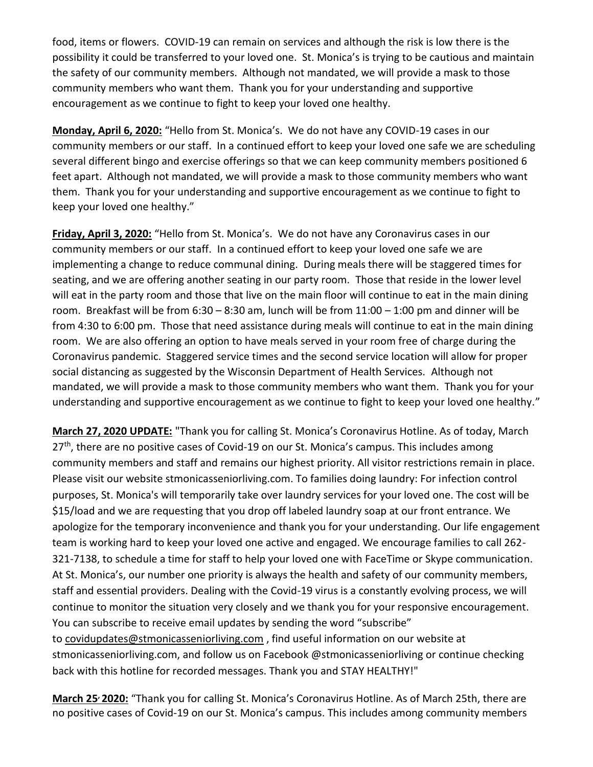food, items or flowers. COVID-19 can remain on services and although the risk is low there is the possibility it could be transferred to your loved one. St. Monica's is trying to be cautious and maintain the safety of our community members. Although not mandated, we will provide a mask to those community members who want them. Thank you for your understanding and supportive encouragement as we continue to fight to keep your loved one healthy.

**Monday, April 6, 2020:** "Hello from St. Monica's. We do not have any COVID-19 cases in our community members or our staff. In a continued effort to keep your loved one safe we are scheduling several different bingo and exercise offerings so that we can keep community members positioned 6 feet apart. Although not mandated, we will provide a mask to those community members who want them. Thank you for your understanding and supportive encouragement as we continue to fight to keep your loved one healthy."

**Friday, April 3, 2020:** "Hello from St. Monica's. We do not have any Coronavirus cases in our community members or our staff. In a continued effort to keep your loved one safe we are implementing a change to reduce communal dining. During meals there will be staggered times for seating, and we are offering another seating in our party room. Those that reside in the lower level will eat in the party room and those that live on the main floor will continue to eat in the main dining room. Breakfast will be from 6:30 – 8:30 am, lunch will be from 11:00 – 1:00 pm and dinner will be from 4:30 to 6:00 pm. Those that need assistance during meals will continue to eat in the main dining room. We are also offering an option to have meals served in your room free of charge during the Coronavirus pandemic. Staggered service times and the second service location will allow for proper social distancing as suggested by the Wisconsin Department of Health Services. Although not mandated, we will provide a mask to those community members who want them. Thank you for your understanding and supportive encouragement as we continue to fight to keep your loved one healthy."

**March 27, 2020 UPDATE:** "Thank you for calling St. Monica's Coronavirus Hotline. As of today, March 27th, there are no positive cases of Covid-19 on our St. Monica's campus. This includes among community members and staff and remains our highest priority. All visitor restrictions remain in place. Please visit our website stmonicasseniorliving.com. To families doing laundry: For infection control purposes, St. Monica's will temporarily take over laundry services for your loved one. The cost will be $15/load and we are requesting that you drop off labeled laundry soap at our front entrance. We apologize for the temporary inconvenience and thank you for your understanding. Our life engagement team is working hard to keep your loved one active and engaged. We encourage families to call 262-321-7138, to schedule a time for staff to help your loved one with FaceTime or Skype communication. At St. Monica's, our number one priority is always the health and safety of our community members, staff and essential providers. Dealing with the Covid-19 virus is a constantly evolving process, we will continue to monitor the situation very closely and we thank you for your responsive encouragement. You can subscribe to receive email updates by sending the word "subscribe" to covidupdates@stmonicasseniorliving.com , find useful information on our website at stmonicasseniorliving.com, and follow us on Facebook @stmonicasseniorliving or continue checking back with this hotline for recorded messages. Thank you and STAY HEALTHY!"

**March 25, 2020:** "Thank you for calling St. Monica's Coronavirus Hotline. As of March 25th, there are no positive cases of Covid-19 on our St. Monica's campus. This includes among community members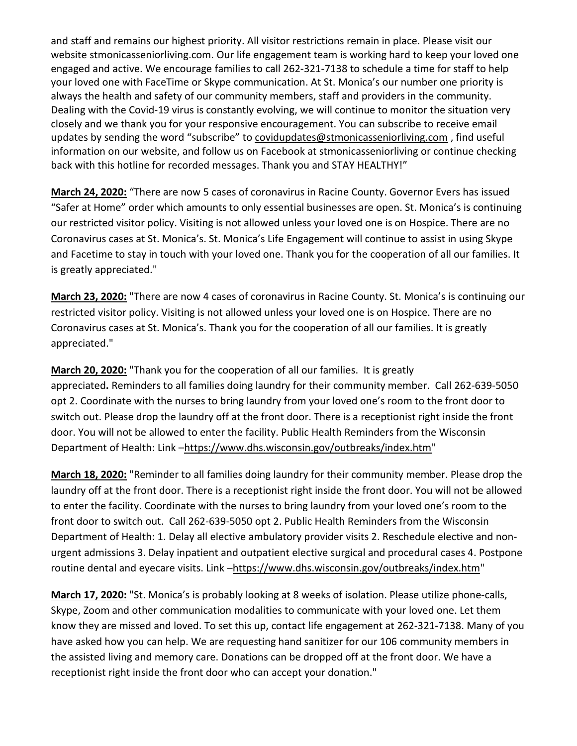and staff and remains our highest priority. All visitor restrictions remain in place. Please visit our website stmonicasseniorliving.com. Our life engagement team is working hard to keep your loved one engaged and active. We encourage families to call 262-321-7138 to schedule a time for staff to help your loved one with FaceTime or Skype communication. At St. Monica's our number one priority is always the health and safety of our community members, staff and providers in the community. Dealing with the Covid-19 virus is constantly evolving, we will continue to monitor the situation very closely and we thank you for your responsive encouragement. You can subscribe to receive email updates by sending the word "subscribe" to covidupdates@stmonicasseniorliving.com , find useful information on our website, and follow us on Facebook at stmonicasseniorliving or continue checking back with this hotline for recorded messages. Thank you and STAY HEALTHY!"

**March 24, 2020:** "There are now 5 cases of coronavirus in Racine County. Governor Evers has issued "Safer at Home" order which amounts to only essential businesses are open. St. Monica's is continuing our restricted visitor policy. Visiting is not allowed unless your loved one is on Hospice. There are no Coronavirus cases at St. Monica's. St. Monica's Life Engagement will continue to assist in using Skype and Facetime to stay in touch with your loved one. Thank you for the cooperation of all our families. It is greatly appreciated."

**March 23, 2020:** "There are now 4 cases of coronavirus in Racine County. St. Monica's is continuing our restricted visitor policy. Visiting is not allowed unless your loved one is on Hospice. There are no Coronavirus cases at St. Monica's. Thank you for the cooperation of all our families. It is greatly appreciated."

**March 20, 2020:** "Thank you for the cooperation of all our families. It is greatly appreciated**.** Reminders to all families doing laundry for their community member. Call 262-639-5050 opt 2. Coordinate with the nurses to bring laundry from your loved one's room to the front door to switch out. Please drop the laundry off at the front door. There is a receptionist right inside the front door. You will not be allowed to enter the facility. Public Health Reminders from the Wisconsin Department of Health: Link –https://www.dhs.wisconsin.gov/outbreaks/index.htm"

**March 18, 2020:** "Reminder to all families doing laundry for their community member. Please drop the laundry off at the front door. There is a receptionist right inside the front door. You will not be allowed to enter the facility. Coordinate with the nurses to bring laundry from your loved one's room to the front door to switch out. Call 262-639-5050 opt 2. Public Health Reminders from the Wisconsin Department of Health: 1. Delay all elective ambulatory provider visits 2. Reschedule elective and non-urgent admissions 3. Delay inpatient and outpatient elective surgical and procedural cases 4. Postpone routine dental and eyecare visits. Link –https://www.dhs.wisconsin.gov/outbreaks/index.htm"

**March 17, 2020:** "St. Monica's is probably looking at 8 weeks of isolation. Please utilize phone-calls, Skype, Zoom and other communication modalities to communicate with your loved one. Let them know they are missed and loved. To set this up, contact life engagement at 262-321-7138. Many of you have asked how you can help. We are requesting hand sanitizer for our 106 community members in the assisted living and memory care. Donations can be dropped off at the front door. We have a receptionist right inside the front door who can accept your donation."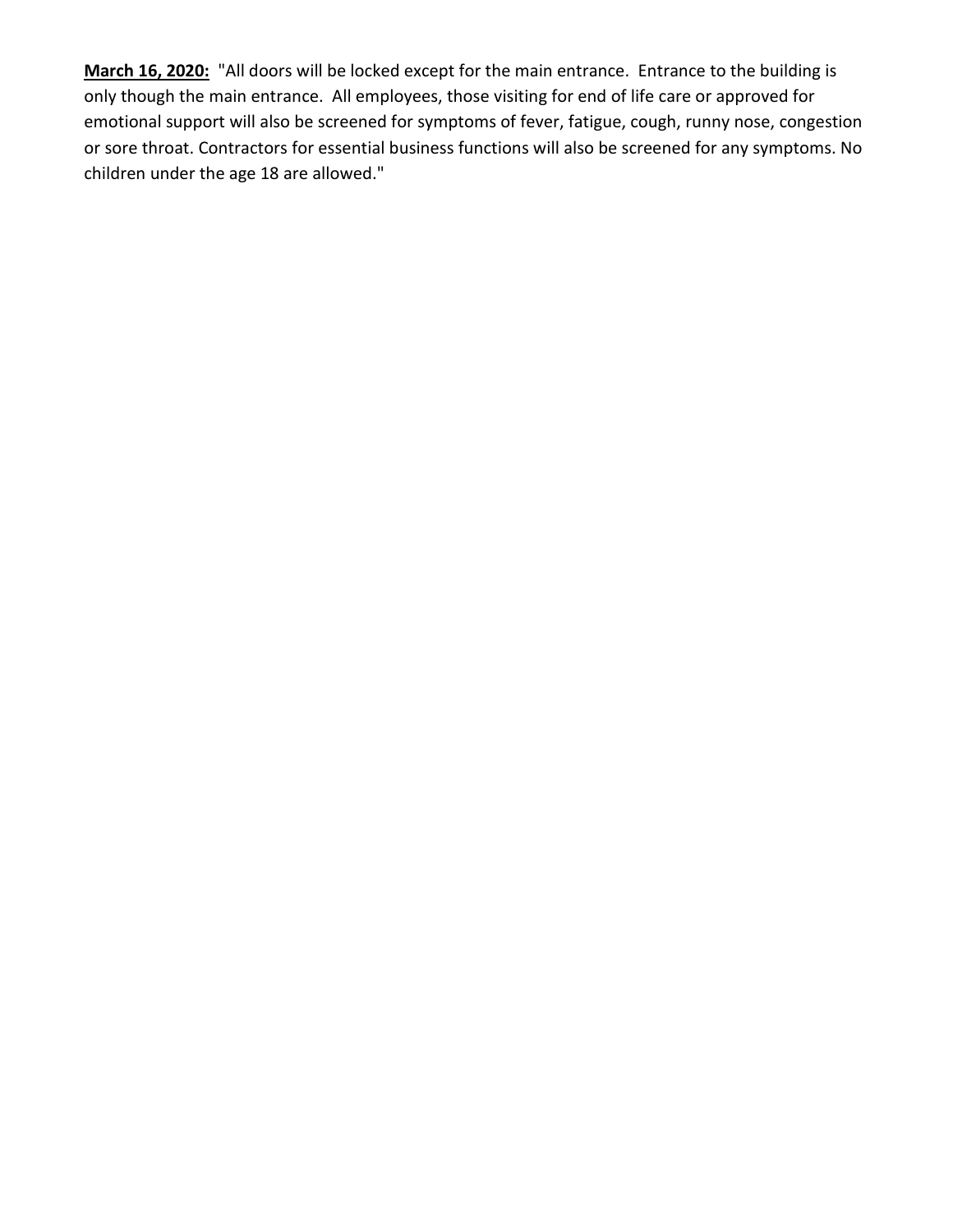**<u>March 16, 2020:</u>** "All doors will be locked except for the main entrance. Entrance to the building is only though the main entrance. All employees, those visiting for end of life care or approved for emotional support will also be screened for symptoms of fever, fatigue, cough, runny nose, congestion or sore throat. Contractors for essential business functions will also be screened for any symptoms. No children under the age 18 are allowed."